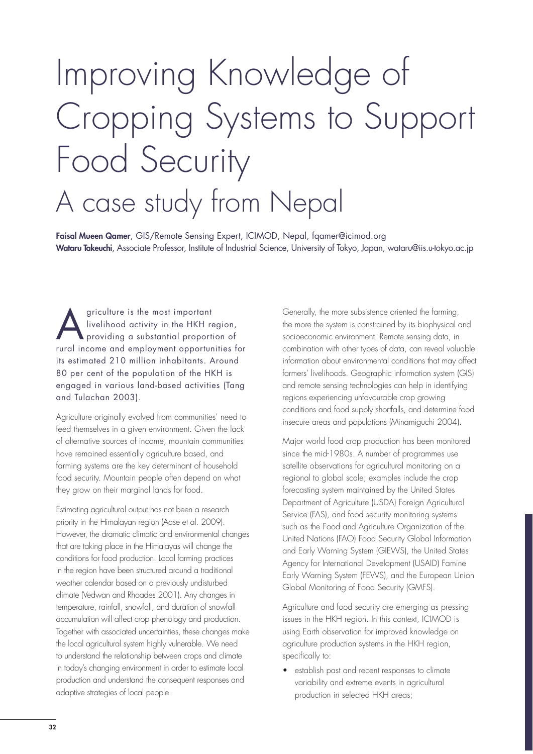# Improving Knowledge of Cropping Systems to Support Food Security

## A case study from Nepal

**Faisal Mueen Qamer**, GIS/Remote Sensing Expert, ICIMOD, Nepal, fqamer@icimod.org
**Wataru Takeuchi**, Associate Professor, Institute of Industrial Science, University of Tokyo, Japan, wataru@iis.u-tokyo.ac.jp

Agriculture is the most important livelihood activity in the HKH region, providing a substantial proportion of rural income and employment opportunities for its estimated 210 million inhabitants. Around 80 per cent of the population of the HKH is engaged in various land-based activities (Tang and Tulachan 2003).

Agriculture originally evolved from communities' need to feed themselves in a given environment. Given the lack of alternative sources of income, mountain communities have remained essentially agriculture based, and farming systems are the key determinant of household food security. Mountain people often depend on what they grow on their marginal lands for food.

Estimating agricultural output has not been a research priority in the Himalayan region (Aase et al. 2009). However, the dramatic climatic and environmental changes that are taking place in the Himalayas will change the conditions for food production. Local farming practices in the region have been structured around a traditional weather calendar based on a previously undisturbed climate (Vedwan and Rhoades 2001). Any changes in temperature, rainfall, snowfall, and duration of snowfall accumulation will affect crop phenology and production. Together with associated uncertainties, these changes make the local agricultural system highly vulnerable. We need to understand the relationship between crops and climate in today's changing environment in order to estimate local production and understand the consequent responses and adaptive strategies of local people.

Generally, the more subsistence oriented the farming, the more the system is constrained by its biophysical and socioeconomic environment. Remote sensing data, in combination with other types of data, can reveal valuable information about environmental conditions that may affect farmers' livelihoods. Geographic information system (GIS) and remote sensing technologies can help in identifying regions experiencing unfavourable crop growing conditions and food supply shortfalls, and determine food insecure areas and populations (Minamiguchi 2004).

Major world food crop production has been monitored since the mid-1980s. A number of programmes use satellite observations for agricultural monitoring on a regional to global scale; examples include the crop forecasting system maintained by the United States Department of Agriculture (USDA) Foreign Agricultural Service (FAS), and food security monitoring systems such as the Food and Agriculture Organization of the United Nations (FAO) Food Security Global Information and Early Warning System (GIEWS), the United States Agency for International Development (USAID) Famine Early Warning System (FEWS), and the European Union Global Monitoring of Food Security (GMFS).

Agriculture and food security are emerging as pressing issues in the HKH region. In this context, ICIMOD is using Earth observation for improved knowledge on agriculture production systems in the HKH region, specifically to:

- establish past and recent responses to climate variability and extreme events in agricultural production in selected HKH areas;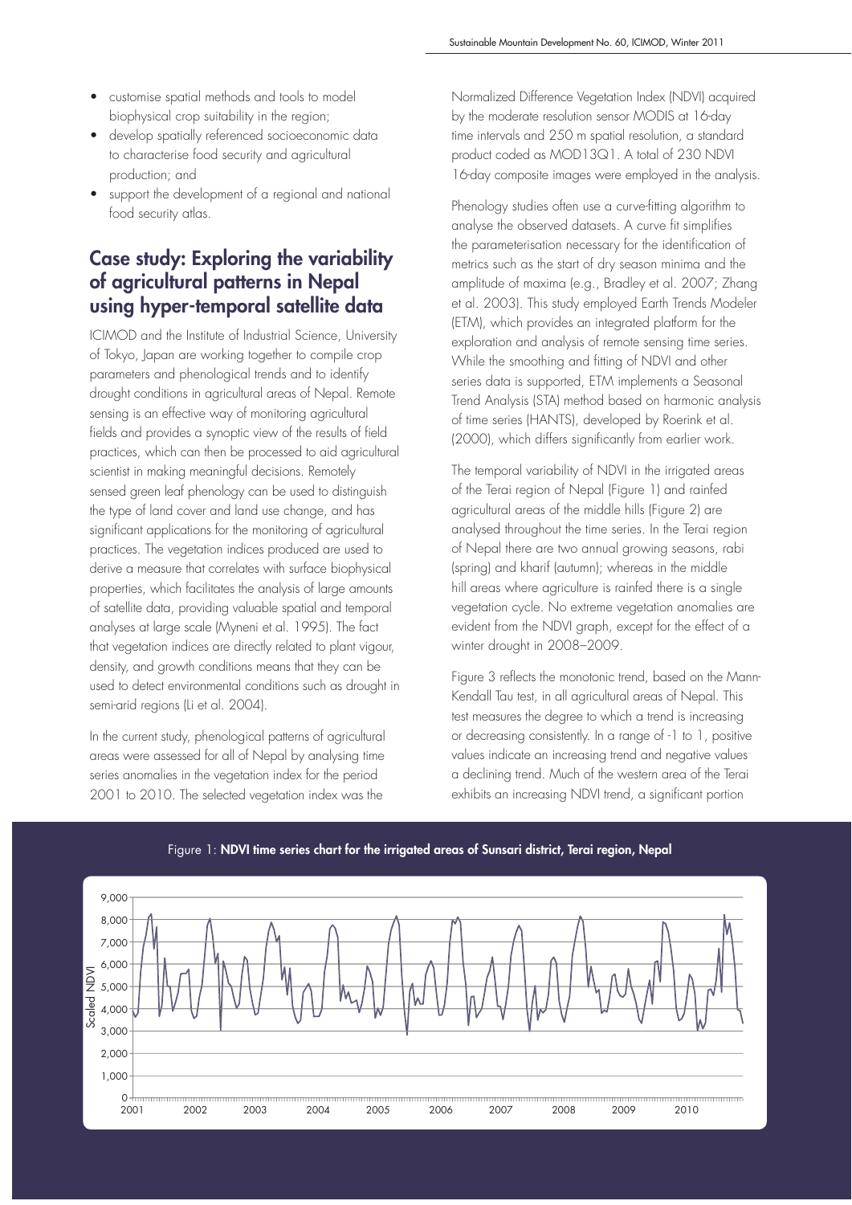- customise spatial methods and tools to model biophysical crop suitability in the region;
- develop spatially referenced socioeconomic data to characterise food security and agricultural production; and
- support the development of a regional and national food security atlas.

## Case study: Exploring the variability of agricultural patterns in Nepal using hyper-temporal satellite data

ICIMOD and the Institute of Industrial Science, University of Tokyo, Japan are working together to compile crop parameters and phenological trends and to identify drought conditions in agricultural areas of Nepal. Remote sensing is an effective way of monitoring agricultural fields and provides a synoptic view of the results of field practices, which can then be processed to aid agricultural scientist in making meaningful decisions. Remotely sensed green leaf phenology can be used to distinguish the type of land cover and land use change, and has significant applications for the monitoring of agricultural practices. The vegetation indices produced are used to derive a measure that correlates with surface biophysical properties, which facilitates the analysis of large amounts of satellite data, providing valuable spatial and temporal analyses at large scale (Myneni et al. 1995). The fact that vegetation indices are directly related to plant vigour, density, and growth conditions means that they can be used to detect environmental conditions such as drought in semi-arid regions (Li et al. 2004).

In the current study, phenological patterns of agricultural areas were assessed for all of Nepal by analysing time series anomalies in the vegetation index for the period 2001 to 2010. The selected vegetation index was the Normalized Difference Vegetation Index (NDVI) acquired by the moderate resolution sensor MODIS at 16-day time intervals and 250 m spatial resolution, a standard product coded as MOD13Q1. A total of 230 NDVI 16-day composite images were employed in the analysis.

Phenology studies often use a curve-fitting algorithm to analyse the observed datasets. A curve fit simplifies the parameterisation necessary for the identification of metrics such as the start of dry season minima and the amplitude of maxima (e.g., Bradley et al. 2007; Zhang et al. 2003). This study employed Earth Trends Modeler (ETM), which provides an integrated platform for the exploration and analysis of remote sensing time series. While the smoothing and fitting of NDVI and other series data is supported, ETM implements a Seasonal Trend Analysis (STA) method based on harmonic analysis of time series (HANTS), developed by Roerink et al. (2000), which differs significantly from earlier work.

The temporal variability of NDVI in the irrigated areas of the Terai region of Nepal (Figure 1) and rainfed agricultural areas of the middle hills (Figure 2) are analysed throughout the time series. In the Terai region of Nepal there are two annual growing seasons, rabi (spring) and kharif (autumn); whereas in the middle hill areas where agriculture is rainfed there is a single vegetation cycle. No extreme vegetation anomalies are evident from the NDVI graph, except for the effect of a winter drought in 2008–2009.

Figure 3 reflects the monotonic trend, based on the Mann-Kendall Tau test, in all agricultural areas of Nepal. This test measures the degree to which a trend is increasing or decreasing consistently. In a range of -1 to 1, positive values indicate an increasing trend and negative values a declining trend. Much of the western area of the Terai exhibits an increasing NDVI trend, a significant portion

Figure 1: **NDVI time series chart for the irrigated areas of Sunsari district, Terai region, Nepal**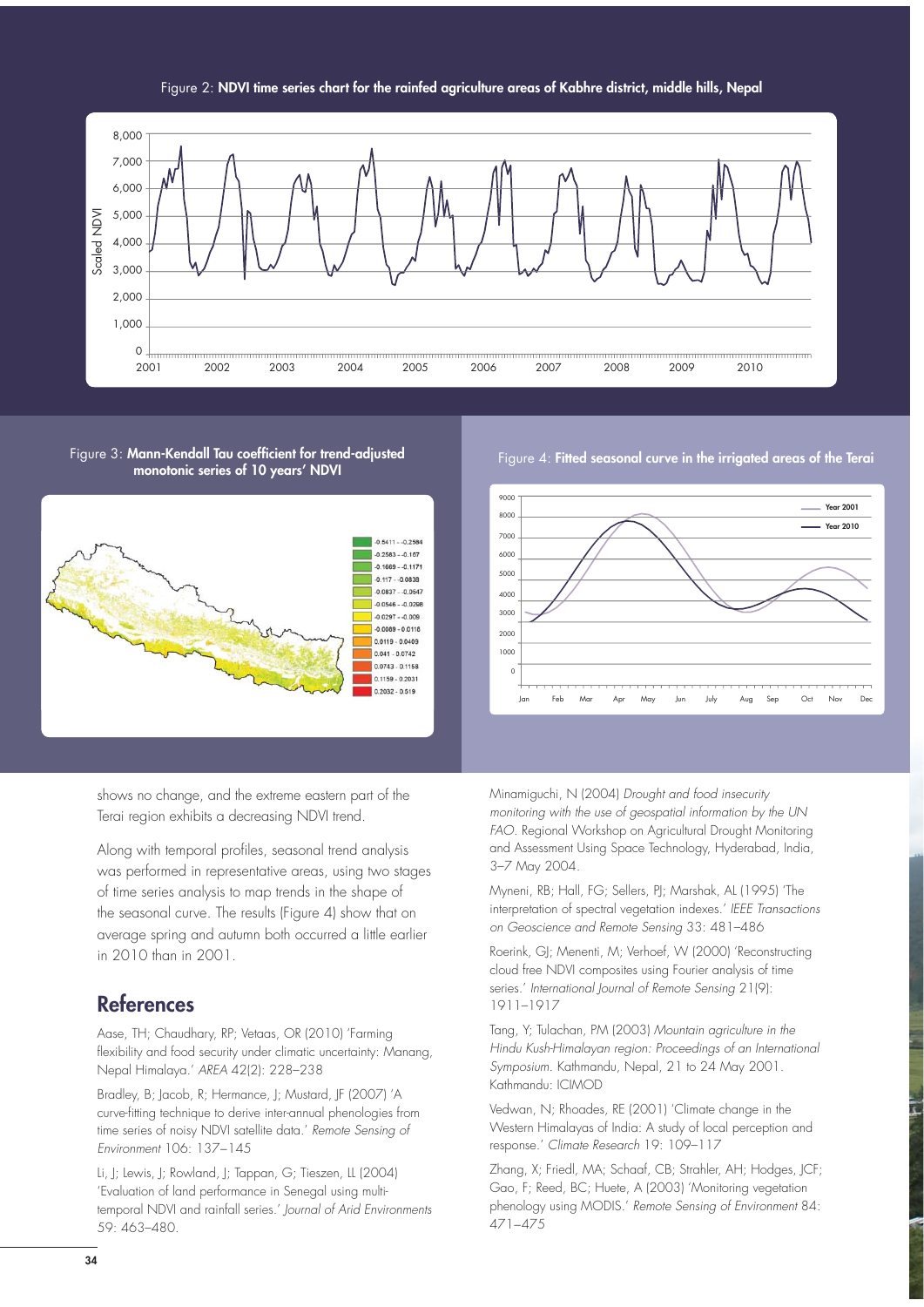Figure 2: **NDVI time series chart for the rainfed agriculture areas of Kabhre district, middle hills, Nepal**

Scaled NDVI

8,000
7,000
6,000
5,000
4,000
3,000
2,000
1,000
0

2001 2002 2003 2004 2005 2006 2007 2008 2009 2010

Figure 3: **Mann-Kendall Tau coefficient for trend-adjusted monotonic series of 10 years' NDVI**

-0.5411 - -0.2584
-0.2583 - -0.167
-0.1669 - -0.1171
-0.117 - -0.0838
-0.0837 - -0.0547
-0.0546 - -0.0298
-0.0297 - -0.009
-0.0089 - 0.0118
0.0119 - 0.0409
0.041 - 0.0742
0.0743 - 0.1158
0.1159 - 0.2031
0.2032 - 0.519

Figure 4: **Fitted seasonal curve in the irrigated areas of the Terai**

9000
8000
7000
6000
5000
4000
3000
2000
1000
0

Jan Feb Mar Apr May Jun July Aug Sep Oct Nov Dec

Year 2001
Year 2010

shows no change, and the extreme eastern part of the Terai region exhibits a decreasing NDVI trend.

Along with temporal profiles, seasonal trend analysis was performed in representative areas, using two stages of time series analysis to map trends in the shape of the seasonal curve. The results (Figure 4) show that on average spring and autumn both occurred a little earlier in 2010 than in 2001.

## References

Aase, TH; Chaudhary, RP; Vetaas, OR (2010) 'Farming flexibility and food security under climatic uncertainty: Manang, Nepal Himalaya.' *AREA* 42(2): 228–238

Bradley, B; Jacob, R; Hermance, J; Mustard, JF (2007) 'A curve-fitting technique to derive inter-annual phenologies from time series of noisy NDVI satellite data.' *Remote Sensing of Environment* 106: 137–145

Li, J; Lewis, J; Rowland, J; Tappan, G; Tieszen, LL (2004) 'Evaluation of land performance in Senegal using multi-temporal NDVI and rainfall series.' *Journal of Arid Environments* 59: 463–480.

Minamiguchi, N (2004) *Drought and food insecurity monitoring with the use of geospatial information by the UN FAO*. Regional Workshop on Agricultural Drought Monitoring and Assessment Using Space Technology, Hyderabad, India, 3–7 May 2004.

Myneni, RB; Hall, FG; Sellers, PJ; Marshak, AL (1995) 'The interpretation of spectral vegetation indexes.' *IEEE Transactions on Geoscience and Remote Sensing* 33: 481–486

Roerink, GJ; Menenti, M; Verhoef, W (2000) 'Reconstructing cloud free NDVI composites using Fourier analysis of time series.' *International Journal of Remote Sensing* 21(9): 1911–1917

Tang, Y; Tulachan, PM (2003) *Mountain agriculture in the Hindu Kush-Himalayan region: Proceedings of an International Symposium*. Kathmandu, Nepal, 21 to 24 May 2001. Kathmandu: ICIMOD

Vedwan, N; Rhoades, RE (2001) 'Climate change in the Western Himalayas of India: A study of local perception and response.' *Climate Research* 19: 109–117

Zhang, X; Friedl, MA; Schaaf, CB; Strahler, AH; Hodges, JCF; Gao, F; Reed, BC; Huete, A (2003) 'Monitoring vegetation phenology using MODIS.' *Remote Sensing of Environment* 84: 471–475